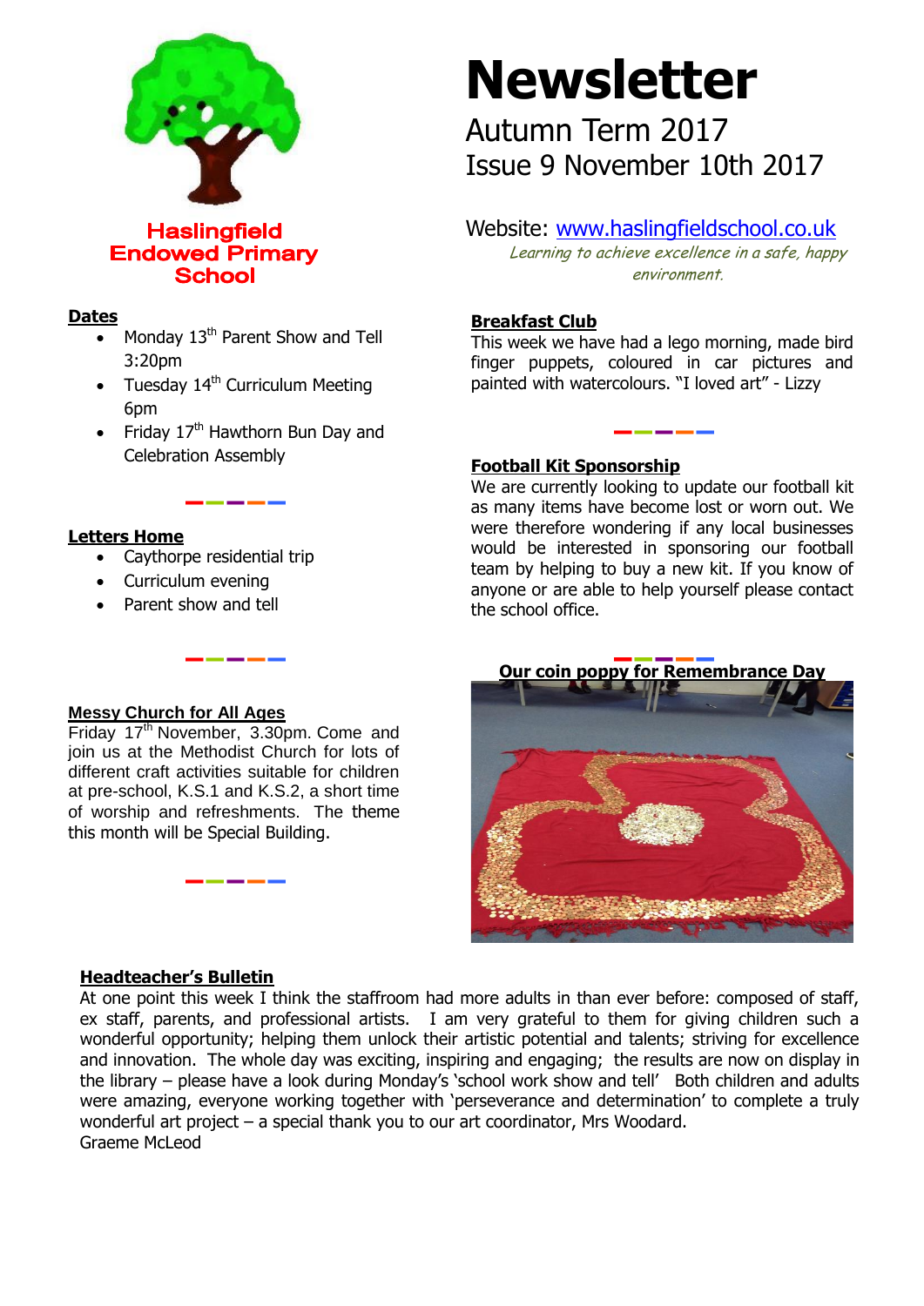**Haslingfield Endowed Primary School**

# Newsletter

## Autumn Term 2017
## Issue 9 November 10th 2017

Website: www.haslingfieldschool.co.uk

*Learning to achieve excellence in a safe, happy environment.*

### Dates

- Monday 13th Parent Show and Tell 3:20pm
- Tuesday 14th Curriculum Meeting 6pm
- Friday 17th Hawthorn Bun Day and Celebration Assembly

### Letters Home

- Caythorpe residential trip
- Curriculum evening
- Parent show and tell

### Messy Church for All Ages

Friday 17th November, 3.30pm. Come and join us at the Methodist Church for lots of different craft activities suitable for children at pre-school, K.S.1 and K.S.2, a short time of worship and refreshments. The theme this month will be Special Building.

### Breakfast Club

This week we have had a lego morning, made bird finger puppets, coloured in car pictures and painted with watercolours. "I loved art" - Lizzy

### Football Kit Sponsorship

We are currently looking to update our football kit as many items have become lost or worn out. We were therefore wondering if any local businesses would be interested in sponsoring our football team by helping to buy a new kit. If you know of anyone or are able to help yourself please contact the school office.

### Our coin poppy for Remembrance Day

### Headteacher's Bulletin

At one point this week I think the staffroom had more adults in than ever before: composed of staff, ex staff, parents, and professional artists. I am very grateful to them for giving children such a wonderful opportunity; helping them unlock their artistic potential and talents; striving for excellence and innovation. The whole day was exciting, inspiring and engaging; the results are now on display in the library – please have a look during Monday's 'school work show and tell' Both children and adults were amazing, everyone working together with 'perseverance and determination' to complete a truly wonderful art project – a special thank you to our art coordinator, Mrs Woodard.

Graeme McLeod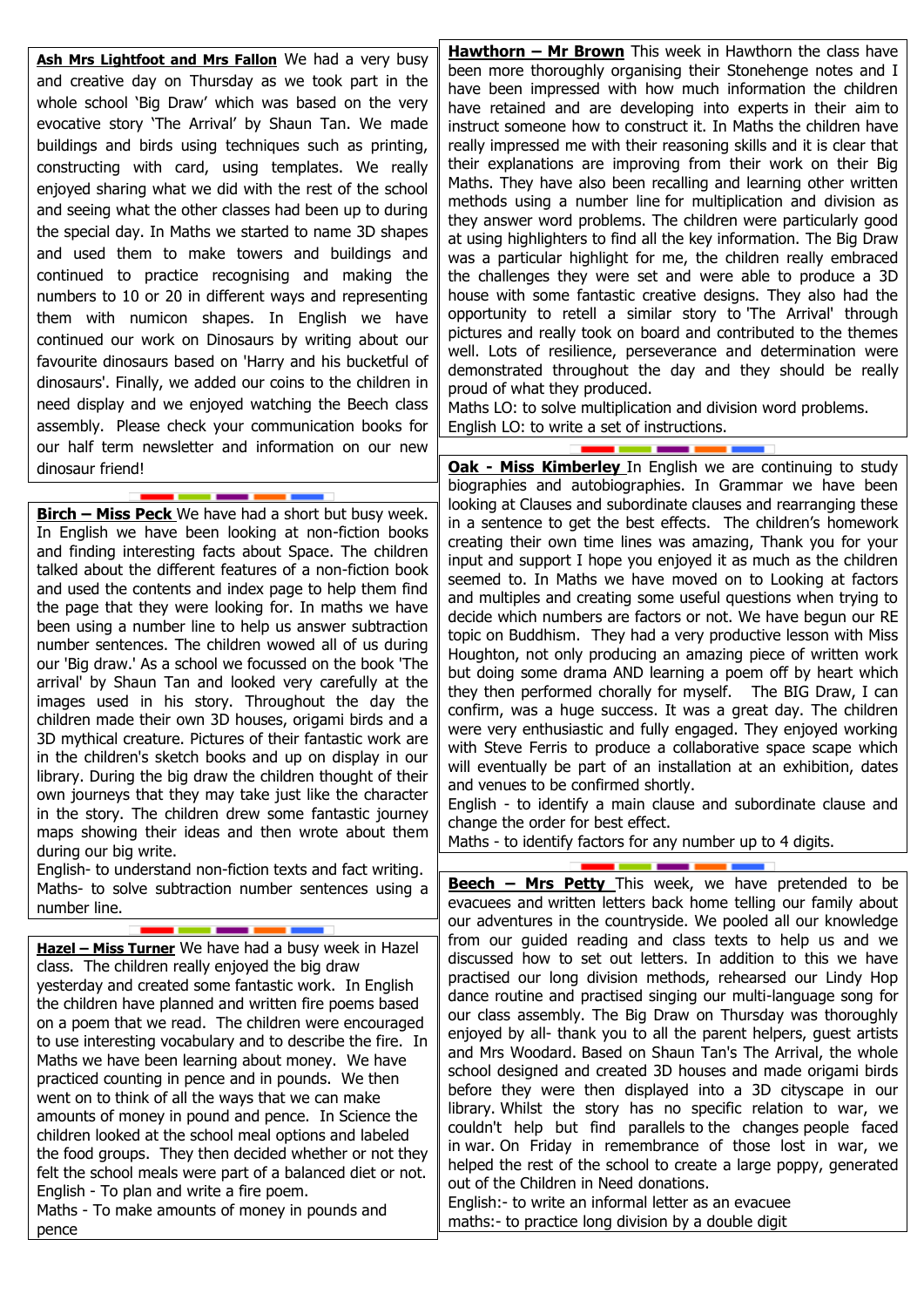**Ash Mrs Lightfoot and Mrs Fallon** We had a very busy and creative day on Thursday as we took part in the whole school 'Big Draw' which was based on the very evocative story 'The Arrival' by Shaun Tan. We made buildings and birds using techniques such as printing, constructing with card, using templates. We really enjoyed sharing what we did with the rest of the school and seeing what the other classes had been up to during the special day. In Maths we started to name 3D shapes and used them to make towers and buildings and continued to practice recognising and making the numbers to 10 or 20 in different ways and representing them with numicon shapes. In English we have continued our work on Dinosaurs by writing about our favourite dinosaurs based on 'Harry and his bucketful of dinosaurs'. Finally, we added our coins to the children in need display and we enjoyed watching the Beech class assembly. Please check your communication books for our half term newsletter and information on our new dinosaur friend!

**Birch – Miss Peck** We have had a short but busy week. In English we have been looking at non-fiction books and finding interesting facts about Space. The children talked about the different features of a non-fiction book and used the contents and index page to help them find the page that they were looking for. In maths we have been using a number line to help us answer subtraction number sentences. The children wowed all of us during our 'Big draw.' As a school we focussed on the book 'The arrival' by Shaun Tan and looked very carefully at the images used in his story. Throughout the day the children made their own 3D houses, origami birds and a 3D mythical creature. Pictures of their fantastic work are in the children's sketch books and up on display in our library. During the big draw the children thought of their own journeys that they may take just like the character in the story. The children drew some fantastic journey maps showing their ideas and then wrote about them during our big write.
English- to understand non-fiction texts and fact writing.
Maths- to solve subtraction number sentences using a number line.

**Hazel – Miss Turner** We have had a busy week in Hazel class. The children really enjoyed the big draw yesterday and created some fantastic work. In English the children have planned and written fire poems based on a poem that we read. The children were encouraged to use interesting vocabulary and to describe the fire. In Maths we have been learning about money. We have practiced counting in pence and in pounds. We then went on to think of all the ways that we can make amounts of money in pound and pence. In Science the children looked at the school meal options and labeled the food groups. They then decided whether or not they felt the school meals were part of a balanced diet or not.
English - To plan and write a fire poem.
Maths - To make amounts of money in pounds and pence

**Hawthorn – Mr Brown** This week in Hawthorn the class have been more thoroughly organising their Stonehenge notes and I have been impressed with how much information the children have retained and are developing into experts in their aim to instruct someone how to construct it. In Maths the children have really impressed me with their reasoning skills and it is clear that their explanations are improving from their work on their Big Maths. They have also been recalling and learning other written methods using a number line for multiplication and division as they answer word problems. The children were particularly good at using highlighters to find all the key information. The Big Draw was a particular highlight for me, the children really embraced the challenges they were set and were able to produce a 3D house with some fantastic creative designs. They also had the opportunity to retell a similar story to 'The Arrival' through pictures and really took on board and contributed to the themes well. Lots of resilience, perseverance and determination were demonstrated throughout the day and they should be really proud of what they produced.
Maths LO: to solve multiplication and division word problems.
English LO: to write a set of instructions.

**Oak - Miss Kimberley** In English we are continuing to study biographies and autobiographies. In Grammar we have been looking at Clauses and subordinate clauses and rearranging these in a sentence to get the best effects. The children's homework creating their own time lines was amazing, Thank you for your input and support I hope you enjoyed it as much as the children seemed to. In Maths we have moved on to Looking at factors and multiples and creating some useful questions when trying to decide which numbers are factors or not. We have begun our RE topic on Buddhism. They had a very productive lesson with Miss Houghton, not only producing an amazing piece of written work but doing some drama AND learning a poem off by heart which they then performed chorally for myself. The BIG Draw, I can confirm, was a huge success. It was a great day. The children were very enthusiastic and fully engaged. They enjoyed working with Steve Ferris to produce a collaborative space scape which will eventually be part of an installation at an exhibition, dates and venues to be confirmed shortly.
English - to identify a main clause and subordinate clause and change the order for best effect.
Maths - to identify factors for any number up to 4 digits.

**Beech – Mrs Petty** This week, we have pretended to be evacuees and written letters back home telling our family about our adventures in the countryside. We pooled all our knowledge from our guided reading and class texts to help us and we discussed how to set out letters. In addition to this we have practised our long division methods, rehearsed our Lindy Hop dance routine and practised singing our multi-language song for our class assembly. The Big Draw on Thursday was thoroughly enjoyed by all- thank you to all the parent helpers, guest artists and Mrs Woodard. Based on Shaun Tan's The Arrival, the whole school designed and created 3D houses and made origami birds before they were then displayed into a 3D cityscape in our library. Whilst the story has no specific relation to war, we couldn't help but find parallels to the changes people faced in war. On Friday in remembrance of those lost in war, we helped the rest of the school to create a large poppy, generated out of the Children in Need donations.
English:- to write an informal letter as an evacuee
maths:- to practice long division by a double digit